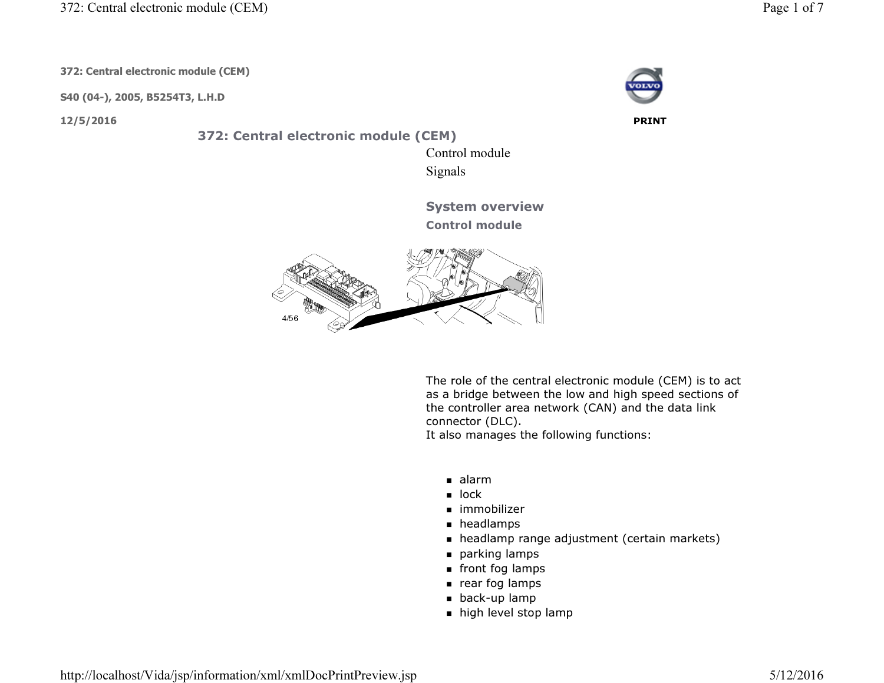**372: Central electronic module (CEM)**

**S40 (04-), 2005, B5254T3, L.H.D**

**12/5/2016**

**PRINT**

# 372: Central electronic module (CEM)

Control module

Signals

## System overview

### Control module

4/56

The role of the central electronic module (CEM) is to act as a bridge between the low and high speed sections of the controller area network (CAN) and the data link connector (DLC).
It also manages the following functions:

- alarm
- lock
- immobilizer
- headlamps
- headlamp range adjustment (certain markets)
- parking lamps
- front fog lamps
- rear fog lamps
- back-up lamp
- high level stop lamp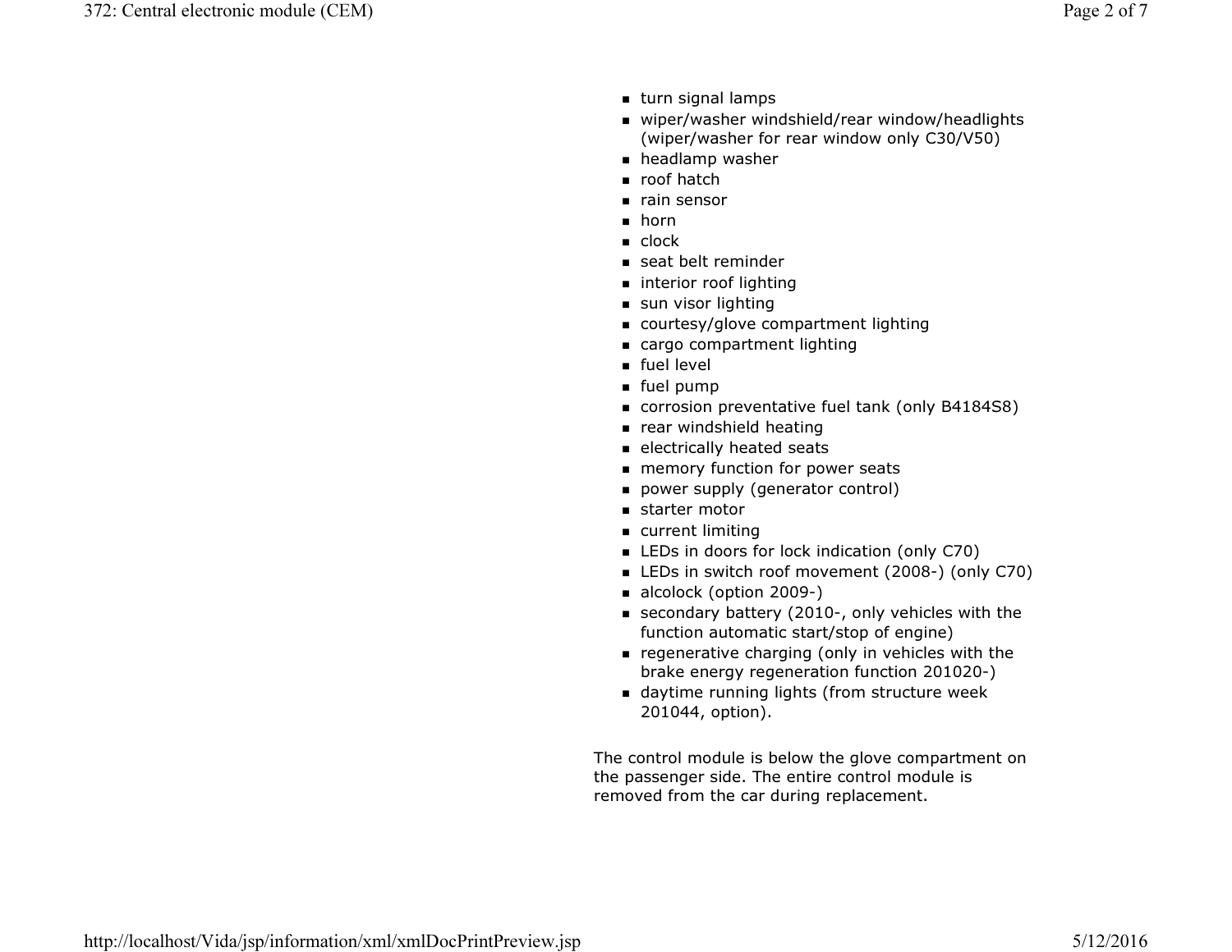- turn signal lamps
- wiper/washer windshield/rear window/headlights (wiper/washer for rear window only C30/V50)
- headlamp washer
- roof hatch
- rain sensor
- horn
- clock
- seat belt reminder
- interior roof lighting
- sun visor lighting
- courtesy/glove compartment lighting
- cargo compartment lighting
- fuel level
- fuel pump
- corrosion preventative fuel tank (only B4184S8)
- rear windshield heating
- electrically heated seats
- memory function for power seats
- power supply (generator control)
- starter motor
- current limiting
- LEDs in doors for lock indication (only C70)
- LEDs in switch roof movement (2008-) (only C70)
- alcolock (option 2009-)
- secondary battery (2010-, only vehicles with the function automatic start/stop of engine)
- regenerative charging (only in vehicles with the brake energy regeneration function 201020-)
- daytime running lights (from structure week 201044, option).

The control module is below the glove compartment on the passenger side. The entire control module is removed from the car during replacement.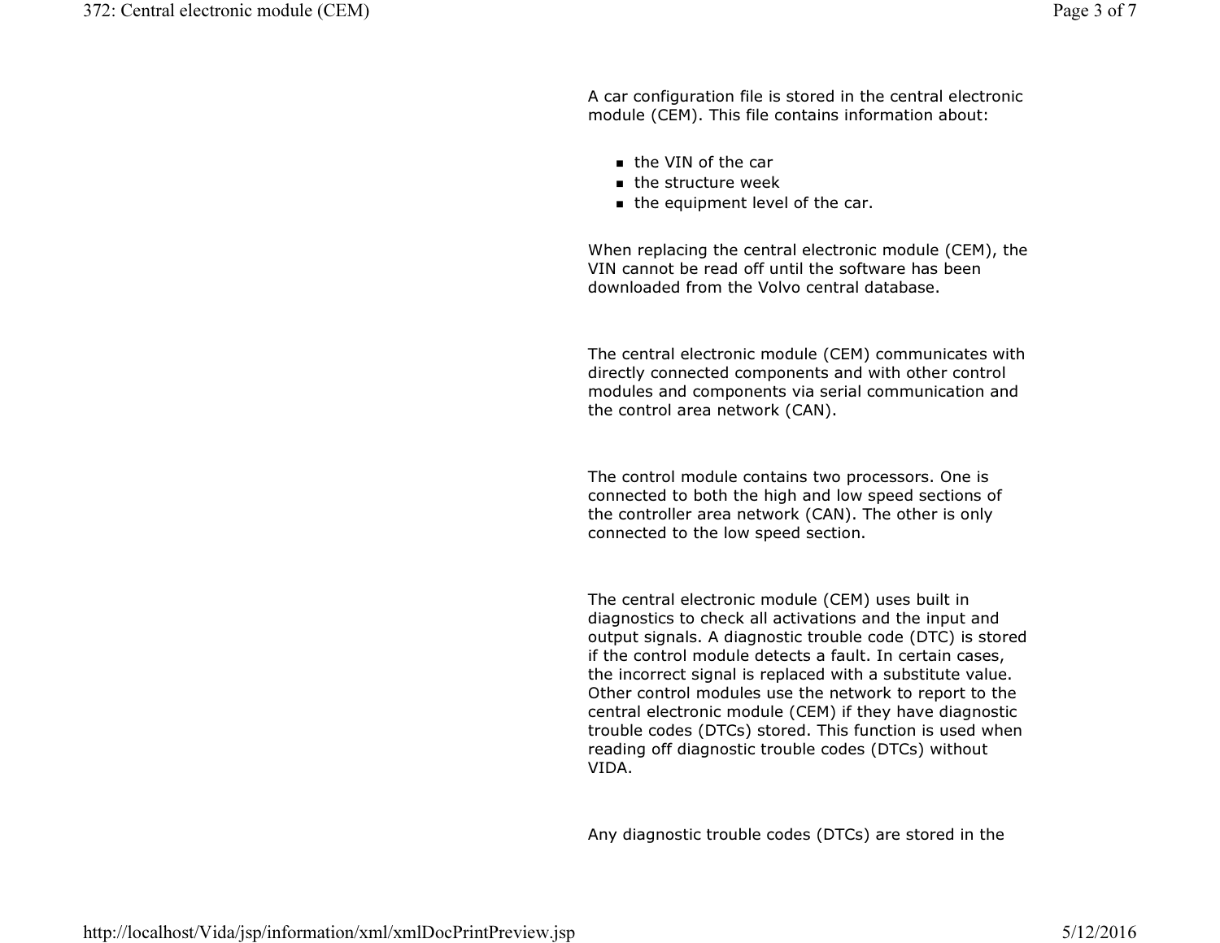A car configuration file is stored in the central electronic module (CEM). This file contains information about:

- the VIN of the car
- the structure week
- the equipment level of the car.

When replacing the central electronic module (CEM), the VIN cannot be read off until the software has been downloaded from the Volvo central database.

The central electronic module (CEM) communicates with directly connected components and with other control modules and components via serial communication and the control area network (CAN).

The control module contains two processors. One is connected to both the high and low speed sections of the controller area network (CAN). The other is only connected to the low speed section.

The central electronic module (CEM) uses built in diagnostics to check all activations and the input and output signals. A diagnostic trouble code (DTC) is stored if the control module detects a fault. In certain cases, the incorrect signal is replaced with a substitute value. Other control modules use the network to report to the central electronic module (CEM) if they have diagnostic trouble codes (DTCs) stored. This function is used when reading off diagnostic trouble codes (DTCs) without VIDA.

Any diagnostic trouble codes (DTCs) are stored in the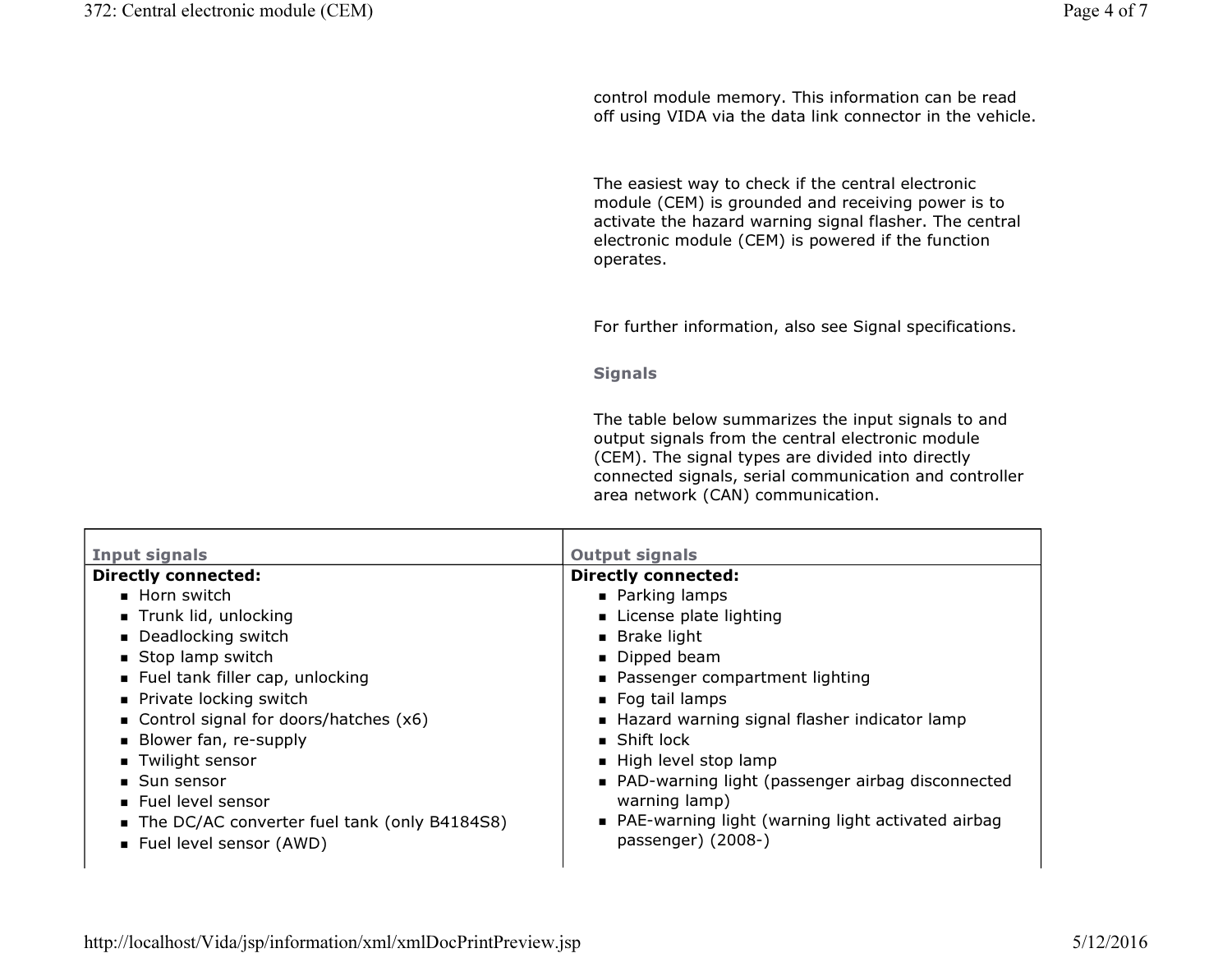control module memory. This information can be read off using VIDA via the data link connector in the vehicle.

The easiest way to check if the central electronic module (CEM) is grounded and receiving power is to activate the hazard warning signal flasher. The central electronic module (CEM) is powered if the function operates.

For further information, also see Signal specifications.

### Signals

The table below summarizes the input signals to and output signals from the central electronic module (CEM). The signal types are divided into directly connected signals, serial communication and controller area network (CAN) communication.

| Input signals | Output signals |
|---|---|
| **Directly connected:**<br>■ Horn switch<br>■ Trunk lid, unlocking<br>■ Deadlocking switch<br>■ Stop lamp switch<br>■ Fuel tank filler cap, unlocking<br>■ Private locking switch<br>■ Control signal for doors/hatches (x6)<br>■ Blower fan, re-supply<br>■ Twilight sensor<br>■ Sun sensor<br>■ Fuel level sensor<br>■ The DC/AC converter fuel tank (only B4184S8)<br>■ Fuel level sensor (AWD) | **Directly connected:**<br>■ Parking lamps<br>■ License plate lighting<br>■ Brake light<br>■ Dipped beam<br>■ Passenger compartment lighting<br>■ Fog tail lamps<br>■ Hazard warning signal flasher indicator lamp<br>■ Shift lock<br>■ High level stop lamp<br>■ PAD-warning light (passenger airbag disconnected warning lamp)<br>■ PAE-warning light (warning light activated airbag passenger) (2008-) |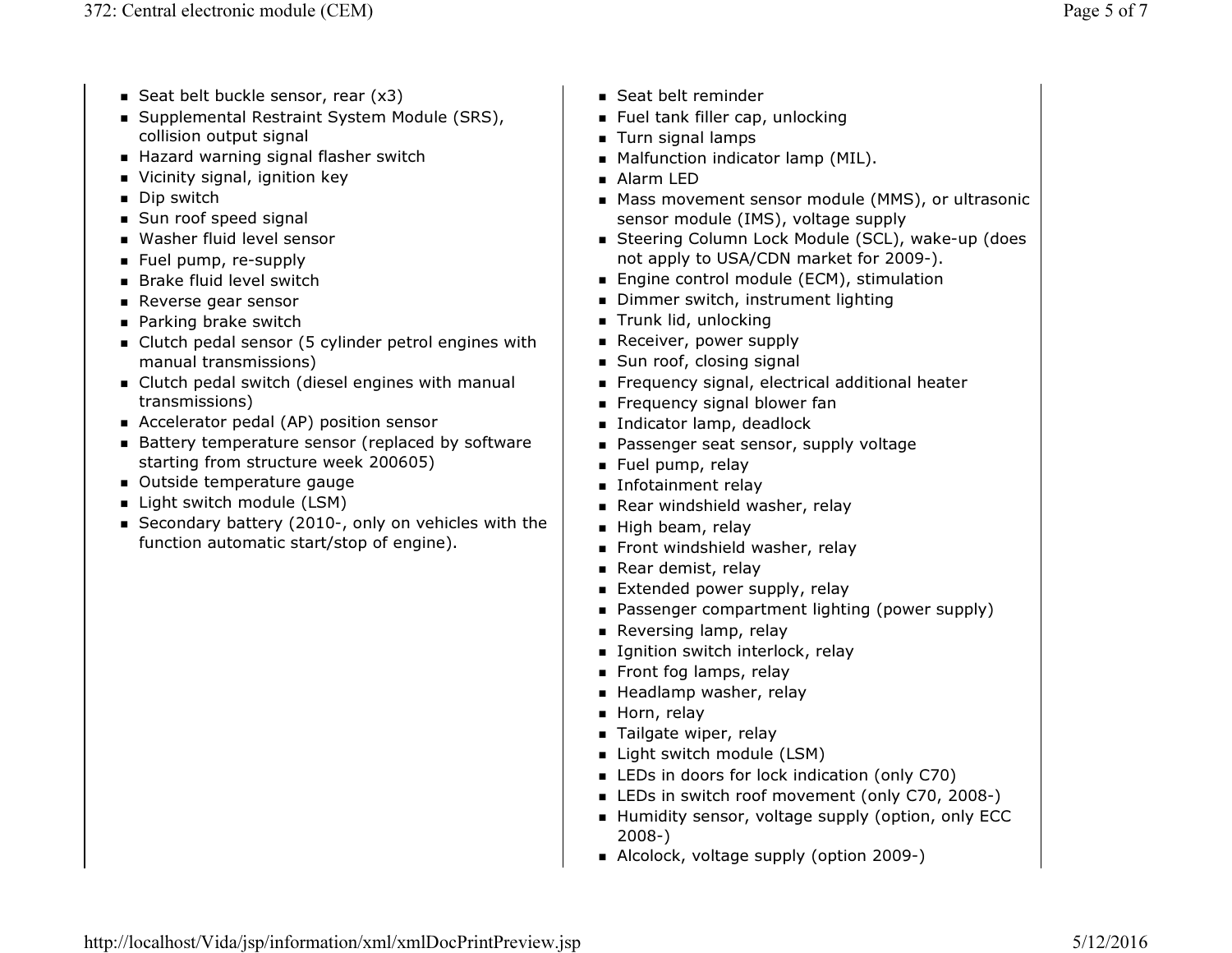- Seat belt buckle sensor, rear (x3)
- Supplemental Restraint System Module (SRS), collision output signal
- Hazard warning signal flasher switch
- Vicinity signal, ignition key
- Dip switch
- Sun roof speed signal
- Washer fluid level sensor
- Fuel pump, re-supply
- Brake fluid level switch
- Reverse gear sensor
- Parking brake switch
- Clutch pedal sensor (5 cylinder petrol engines with manual transmissions)
- Clutch pedal switch (diesel engines with manual transmissions)
- Accelerator pedal (AP) position sensor
- Battery temperature sensor (replaced by software starting from structure week 200605)
- Outside temperature gauge
- Light switch module (LSM)
- Secondary battery (2010-, only on vehicles with the function automatic start/stop of engine).

- Seat belt reminder
- Fuel tank filler cap, unlocking
- Turn signal lamps
- Malfunction indicator lamp (MIL).
- Alarm LED
- Mass movement sensor module (MMS), or ultrasonic sensor module (IMS), voltage supply
- Steering Column Lock Module (SCL), wake-up (does not apply to USA/CDN market for 2009-).
- Engine control module (ECM), stimulation
- Dimmer switch, instrument lighting
- Trunk lid, unlocking
- Receiver, power supply
- Sun roof, closing signal
- Frequency signal, electrical additional heater
- Frequency signal blower fan
- Indicator lamp, deadlock
- Passenger seat sensor, supply voltage
- Fuel pump, relay
- Infotainment relay
- Rear windshield washer, relay
- High beam, relay
- Front windshield washer, relay
- Rear demist, relay
- Extended power supply, relay
- Passenger compartment lighting (power supply)
- Reversing lamp, relay
- Ignition switch interlock, relay
- Front fog lamps, relay
- Headlamp washer, relay
- Horn, relay
- Tailgate wiper, relay
- Light switch module (LSM)
- LEDs in doors for lock indication (only C70)
- LEDs in switch roof movement (only C70, 2008-)
- Humidity sensor, voltage supply (option, only ECC 2008-)
- Alcolock, voltage supply (option 2009-)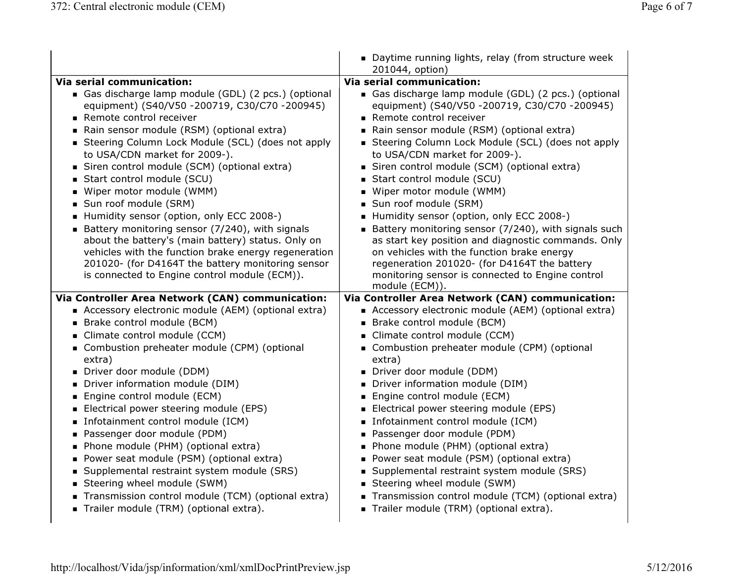| | |
|---|---|
| | ▪ Daytime running lights, relay (from structure week 201044, option) |
| **Via serial communication:**<br>▪ Gas discharge lamp module (GDL) (2 pcs.) (optional equipment) (S40/V50 -200719, C30/C70 -200945)<br>▪ Remote control receiver<br>▪ Rain sensor module (RSM) (optional extra)<br>▪ Steering Column Lock Module (SCL) (does not apply to USA/CDN market for 2009-).<br>▪ Siren control module (SCM) (optional extra)<br>▪ Start control module (SCU)<br>▪ Wiper motor module (WMM)<br>▪ Sun roof module (SRM)<br>▪ Humidity sensor (option, only ECC 2008-)<br>▪ Battery monitoring sensor (7/240), with signals about the battery's (main battery) status. Only on vehicles with the function brake energy regeneration 201020- (for D4164T the battery monitoring sensor is connected to Engine control module (ECM)). | **Via serial communication:**<br>▪ Gas discharge lamp module (GDL) (2 pcs.) (optional equipment) (S40/V50 -200719, C30/C70 -200945)<br>▪ Remote control receiver<br>▪ Rain sensor module (RSM) (optional extra)<br>▪ Steering Column Lock Module (SCL) (does not apply to USA/CDN market for 2009-).<br>▪ Siren control module (SCM) (optional extra)<br>▪ Start control module (SCU)<br>▪ Wiper motor module (WMM)<br>▪ Sun roof module (SRM)<br>▪ Humidity sensor (option, only ECC 2008-)<br>▪ Battery monitoring sensor (7/240), with signals such as start key position and diagnostic commands. Only on vehicles with the function brake energy regeneration 201020- (for D4164T the battery monitoring sensor is connected to Engine control module (ECM)). |
| **Via Controller Area Network (CAN) communication:**<br>▪ Accessory electronic module (AEM) (optional extra)<br>▪ Brake control module (BCM)<br>▪ Climate control module (CCM)<br>▪ Combustion preheater module (CPM) (optional extra)<br>▪ Driver door module (DDM)<br>▪ Driver information module (DIM)<br>▪ Engine control module (ECM)<br>▪ Electrical power steering module (EPS)<br>▪ Infotainment control module (ICM)<br>▪ Passenger door module (PDM)<br>▪ Phone module (PHM) (optional extra)<br>▪ Power seat module (PSM) (optional extra)<br>▪ Supplemental restraint system module (SRS)<br>▪ Steering wheel module (SWM)<br>▪ Transmission control module (TCM) (optional extra)<br>▪ Trailer module (TRM) (optional extra). | **Via Controller Area Network (CAN) communication:**<br>▪ Accessory electronic module (AEM) (optional extra)<br>▪ Brake control module (BCM)<br>▪ Climate control module (CCM)<br>▪ Combustion preheater module (CPM) (optional extra)<br>▪ Driver door module (DDM)<br>▪ Driver information module (DIM)<br>▪ Engine control module (ECM)<br>▪ Electrical power steering module (EPS)<br>▪ Infotainment control module (ICM)<br>▪ Passenger door module (PDM)<br>▪ Phone module (PHM) (optional extra)<br>▪ Power seat module (PSM) (optional extra)<br>▪ Supplemental restraint system module (SRS)<br>▪ Steering wheel module (SWM)<br>▪ Transmission control module (TCM) (optional extra)<br>▪ Trailer module (TRM) (optional extra). |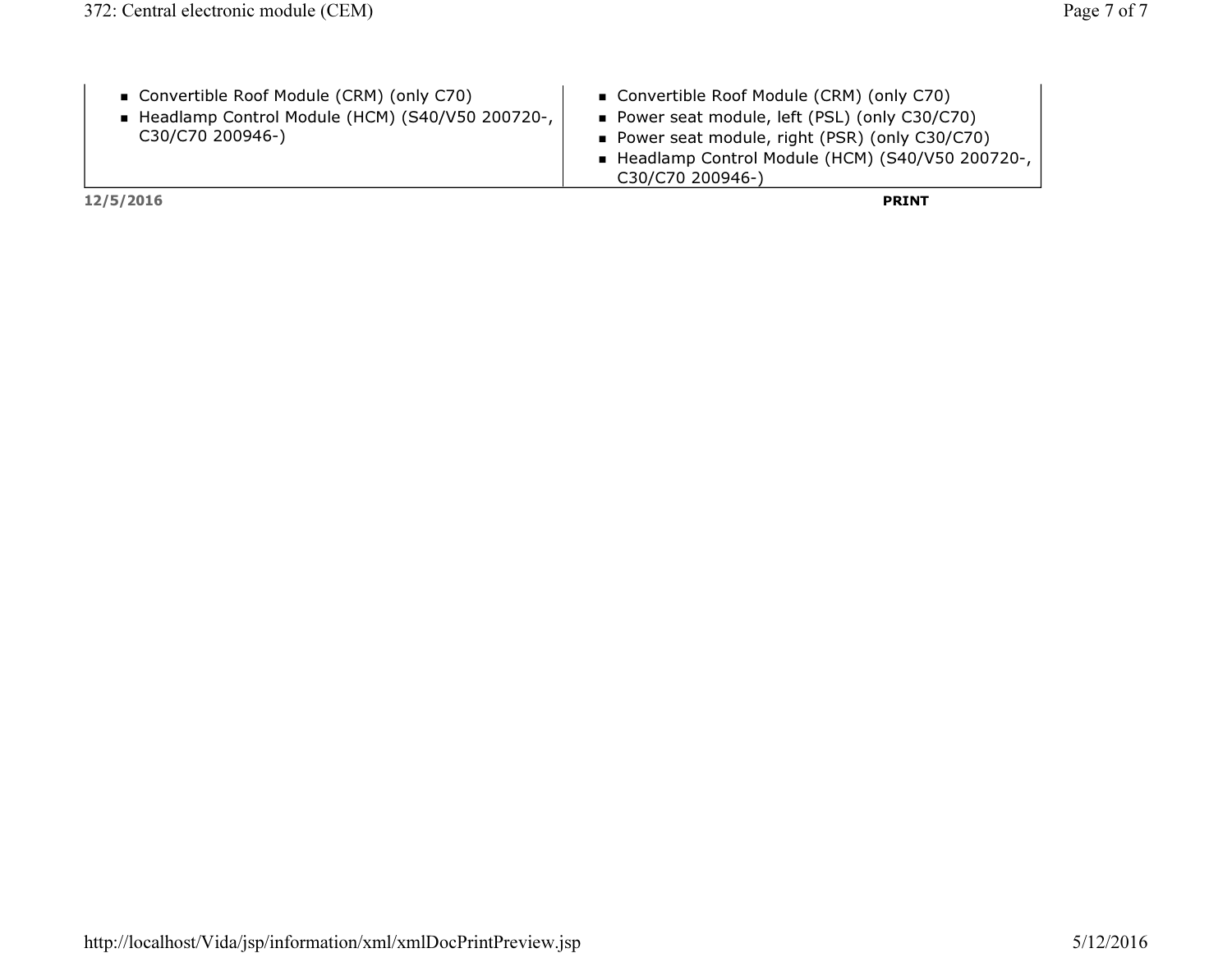| | |
|---|---|
| - Convertible Roof Module (CRM) (only C70)<br>- Headlamp Control Module (HCM) (S40/V50 200720-, C30/C70 200946-) | - Convertible Roof Module (CRM) (only C70)<br>- Power seat module, left (PSL) (only C30/C70)<br>- Power seat module, right (PSR) (only C30/C70)<br>- Headlamp Control Module (HCM) (S40/V50 200720-, C30/C70 200946-) |

**12/5/2016** **PRINT**